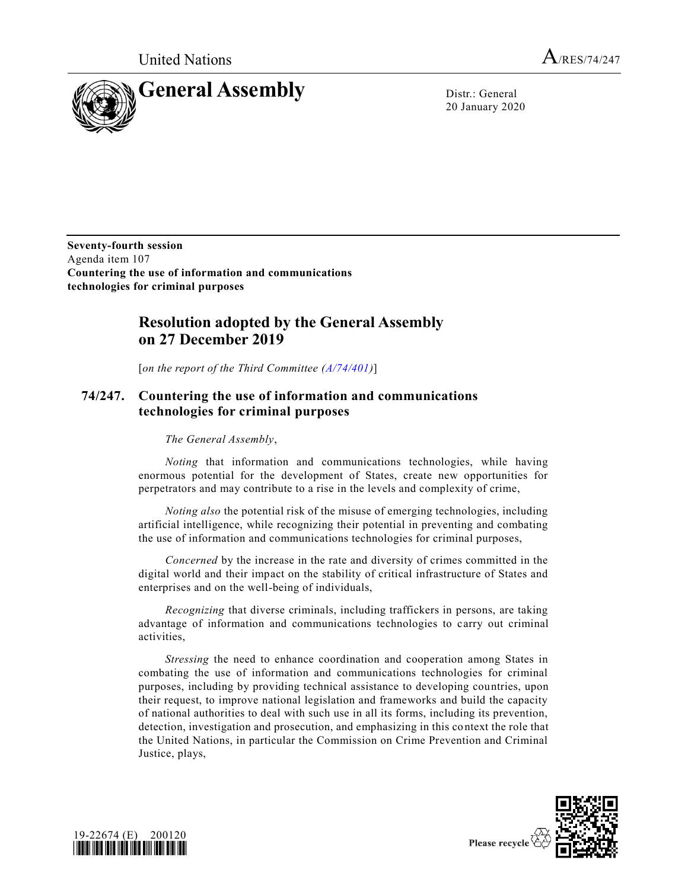United Nations

A/RES/74/247

# General Assembly

Distr.: General
20 January 2020

**Seventy-fourth session**
Agenda item 107
**Countering the use of information and communications technologies for criminal purposes**

## Resolution adopted by the General Assembly on 27 December 2019

[*on the report of the Third Committee (A/74/401)*]

## 74/247. Countering the use of information and communications technologies for criminal purposes

*The General Assembly*,

*Noting* that information and communications technologies, while having enormous potential for the development of States, create new opportunities for perpetrators and may contribute to a rise in the levels and complexity of crime,

*Noting also* the potential risk of the misuse of emerging technologies, including artificial intelligence, while recognizing their potential in preventing and combating the use of information and communications technologies for criminal purposes,

*Concerned* by the increase in the rate and diversity of crimes committed in the digital world and their impact on the stability of critical infrastructure of States and enterprises and on the well-being of individuals,

*Recognizing* that diverse criminals, including traffickers in persons, are taking advantage of information and communications technologies to carry out criminal activities,

*Stressing* the need to enhance coordination and cooperation among States in combating the use of information and communications technologies for criminal purposes, including by providing technical assistance to developing countries, upon their request, to improve national legislation and frameworks and build the capacity of national authorities to deal with such use in all its forms, including its prevention, detection, investigation and prosecution, and emphasizing in this context the role that the United Nations, in particular the Commission on Crime Prevention and Criminal Justice, plays,

19-22674 (E) 200120

Please recycle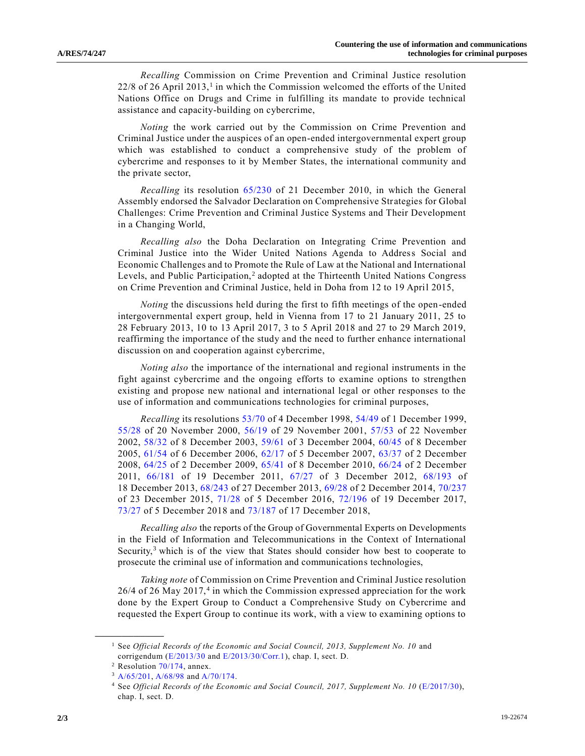*Recalling* Commission on Crime Prevention and Criminal Justice resolution 22/8 of 26 April 2013,[1] in which the Commission welcomed the efforts of the United Nations Office on Drugs and Crime in fulfilling its mandate to provide technical assistance and capacity-building on cybercrime,

*Noting* the work carried out by the Commission on Crime Prevention and Criminal Justice under the auspices of an open-ended intergovernmental expert group which was established to conduct a comprehensive study of the problem of cybercrime and responses to it by Member States, the international community and the private sector,

*Recalling* its resolution 65/230 of 21 December 2010, in which the General Assembly endorsed the Salvador Declaration on Comprehensive Strategies for Global Challenges: Crime Prevention and Criminal Justice Systems and Their Development in a Changing World,

*Recalling also* the Doha Declaration on Integrating Crime Prevention and Criminal Justice into the Wider United Nations Agenda to Address Social and Economic Challenges and to Promote the Rule of Law at the National and International Levels, and Public Participation,[2] adopted at the Thirteenth United Nations Congress on Crime Prevention and Criminal Justice, held in Doha from 12 to 19 April 2015,

*Noting* the discussions held during the first to fifth meetings of the open-ended intergovernmental expert group, held in Vienna from 17 to 21 January 2011, 25 to 28 February 2013, 10 to 13 April 2017, 3 to 5 April 2018 and 27 to 29 March 2019, reaffirming the importance of the study and the need to further enhance international discussion on and cooperation against cybercrime,

*Noting also* the importance of the international and regional instruments in the fight against cybercrime and the ongoing efforts to examine options to strengthen existing and propose new national and international legal or other responses to the use of information and communications technologies for criminal purposes,

*Recalling* its resolutions 53/70 of 4 December 1998, 54/49 of 1 December 1999, 55/28 of 20 November 2000, 56/19 of 29 November 2001, 57/53 of 22 November 2002, 58/32 of 8 December 2003, 59/61 of 3 December 2004, 60/45 of 8 December 2005, 61/54 of 6 December 2006, 62/17 of 5 December 2007, 63/37 of 2 December 2008, 64/25 of 2 December 2009, 65/41 of 8 December 2010, 66/24 of 2 December 2011, 66/181 of 19 December 2011, 67/27 of 3 December 2012, 68/193 of 18 December 2013, 68/243 of 27 December 2013, 69/28 of 2 December 2014, 70/237 of 23 December 2015, 71/28 of 5 December 2016, 72/196 of 19 December 2017, 73/27 of 5 December 2018 and 73/187 of 17 December 2018,

*Recalling also* the reports of the Group of Governmental Experts on Developments in the Field of Information and Telecommunications in the Context of International Security,[3] which is of the view that States should consider how best to cooperate to prosecute the criminal use of information and communications technologies,

*Taking note* of Commission on Crime Prevention and Criminal Justice resolution 26/4 of 26 May 2017,[4] in which the Commission expressed appreciation for the work done by the Expert Group to Conduct a Comprehensive Study on Cybercrime and requested the Expert Group to continue its work, with a view to examining options to

---

[1] See *Official Records of the Economic and Social Council, 2013, Supplement No. 10* and corrigendum (E/2013/30 and E/2013/30/Corr.1), chap. I, sect. D.

[2] Resolution 70/174, annex.

[3] A/65/201, A/68/98 and A/70/174.

[4] See *Official Records of the Economic and Social Council, 2017, Supplement No. 10* (E/2017/30), chap. I, sect. D.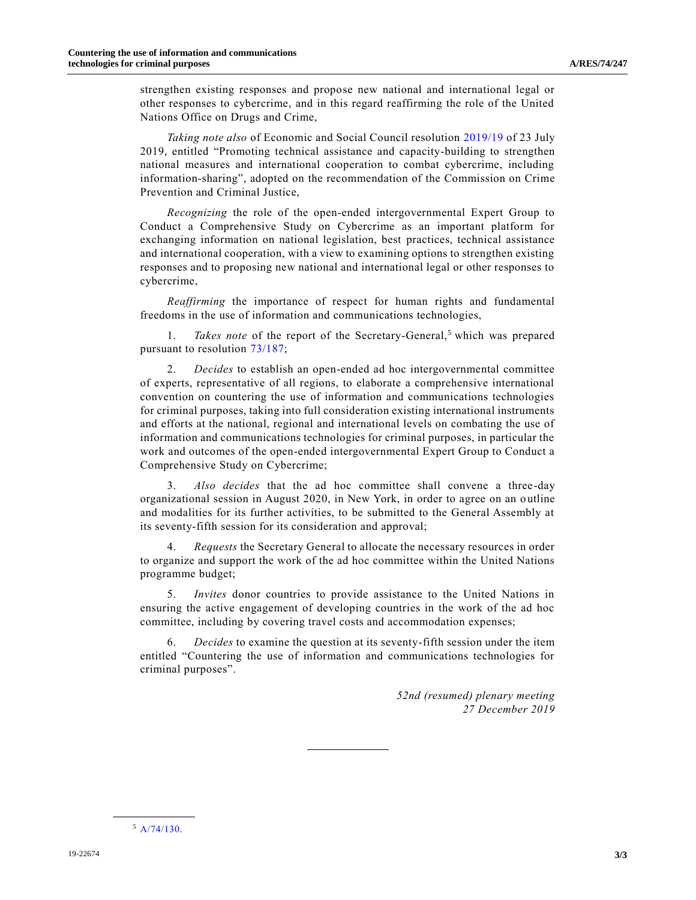strengthen existing responses and propose new national and international legal or other responses to cybercrime, and in this regard reaffirming the role of the United Nations Office on Drugs and Crime,

*Taking note also* of Economic and Social Council resolution 2019/19 of 23 July 2019, entitled "Promoting technical assistance and capacity-building to strengthen national measures and international cooperation to combat cybercrime, including information-sharing", adopted on the recommendation of the Commission on Crime Prevention and Criminal Justice,

*Recognizing* the role of the open-ended intergovernmental Expert Group to Conduct a Comprehensive Study on Cybercrime as an important platform for exchanging information on national legislation, best practices, technical assistance and international cooperation, with a view to examining options to strengthen existing responses and to proposing new national and international legal or other responses to cybercrime,

*Reaffirming* the importance of respect for human rights and fundamental freedoms in the use of information and communications technologies,

1. *Takes note* of the report of the Secretary-General,[5] which was prepared pursuant to resolution 73/187;

2. *Decides* to establish an open-ended ad hoc intergovernmental committee of experts, representative of all regions, to elaborate a comprehensive international convention on countering the use of information and communications technologies for criminal purposes, taking into full consideration existing international instruments and efforts at the national, regional and international levels on combating the use of information and communications technologies for criminal purposes, in particular the work and outcomes of the open-ended intergovernmental Expert Group to Conduct a Comprehensive Study on Cybercrime;

3. *Also decides* that the ad hoc committee shall convene a three-day organizational session in August 2020, in New York, in order to agree on an outline and modalities for its further activities, to be submitted to the General Assembly at its seventy-fifth session for its consideration and approval;

4. *Requests* the Secretary General to allocate the necessary resources in order to organize and support the work of the ad hoc committee within the United Nations programme budget;

5. *Invites* donor countries to provide assistance to the United Nations in ensuring the active engagement of developing countries in the work of the ad hoc committee, including by covering travel costs and accommodation expenses;

6. *Decides* to examine the question at its seventy-fifth session under the item entitled "Countering the use of information and communications technologies for criminal purposes".

*52nd (resumed) plenary meeting*
*27 December 2019*

---

[5] A/74/130.